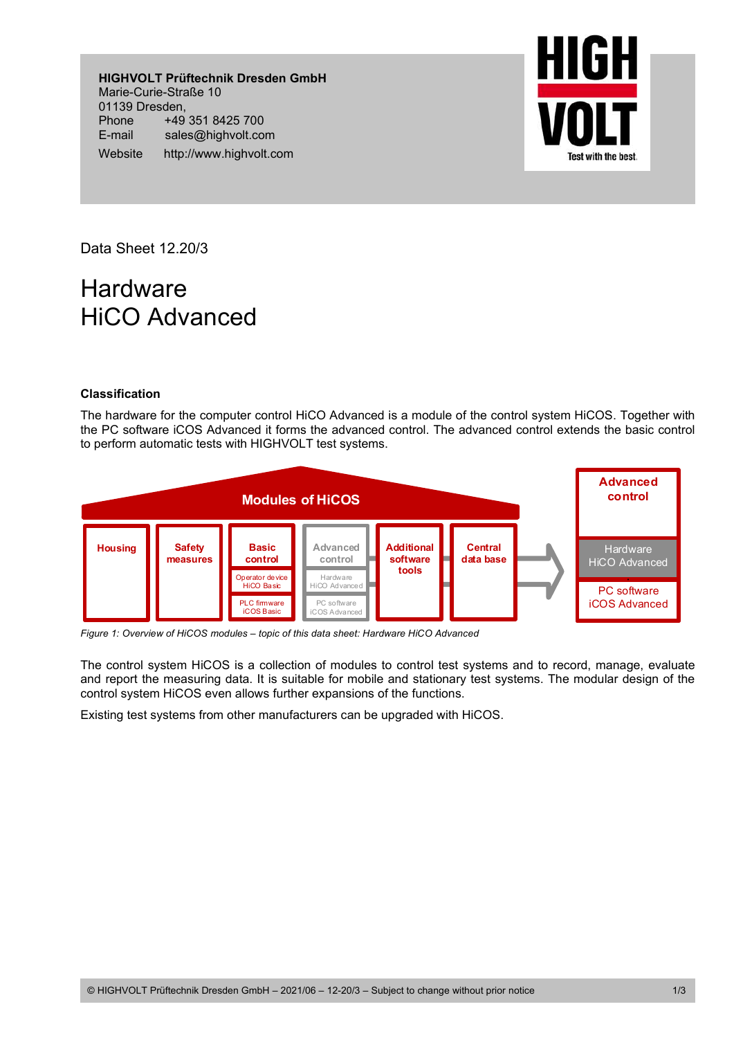**HIGHVOLT Prüftechnik Dresden GmbH**
Marie-Curie-Straße 10
01139 Dresden,
Phone +49 351 8425 700
E-mail sales@highvolt.com
Website http://www.highvolt.com

Data Sheet 12.20/3

# Hardware HiCO Advanced

## Classification

The hardware for the computer control HiCO Advanced is a module of the control system HiCOS. Together with the PC software iCOS Advanced it forms the advanced control. The advanced control extends the basic control to perform automatic tests with HIGHVOLT test systems.

| Modules of HiCOS | | | | | |
|---|---|---|---|---|---|
| Housing | Safety measures | Basic control | Advanced control | Additional software tools | Central data base |
| | | Operator device HiCO Basic | Hardware HiCO Advanced | | |
| | | PLC firmware iCOS Basic | PC software iCOS Advanced | | |

| Advanced control |
|---|
| Hardware HiCO Advanced |
| PC software iCOS Advanced |

*Figure 1: Overview of HiCOS modules – topic of this data sheet: Hardware HiCO Advanced*

The control system HiCOS is a collection of modules to control test systems and to record, manage, evaluate and report the measuring data. It is suitable for mobile and stationary test systems. The modular design of the control system HiCOS even allows further expansions of the functions.

Existing test systems from other manufacturers can be upgraded with HiCOS.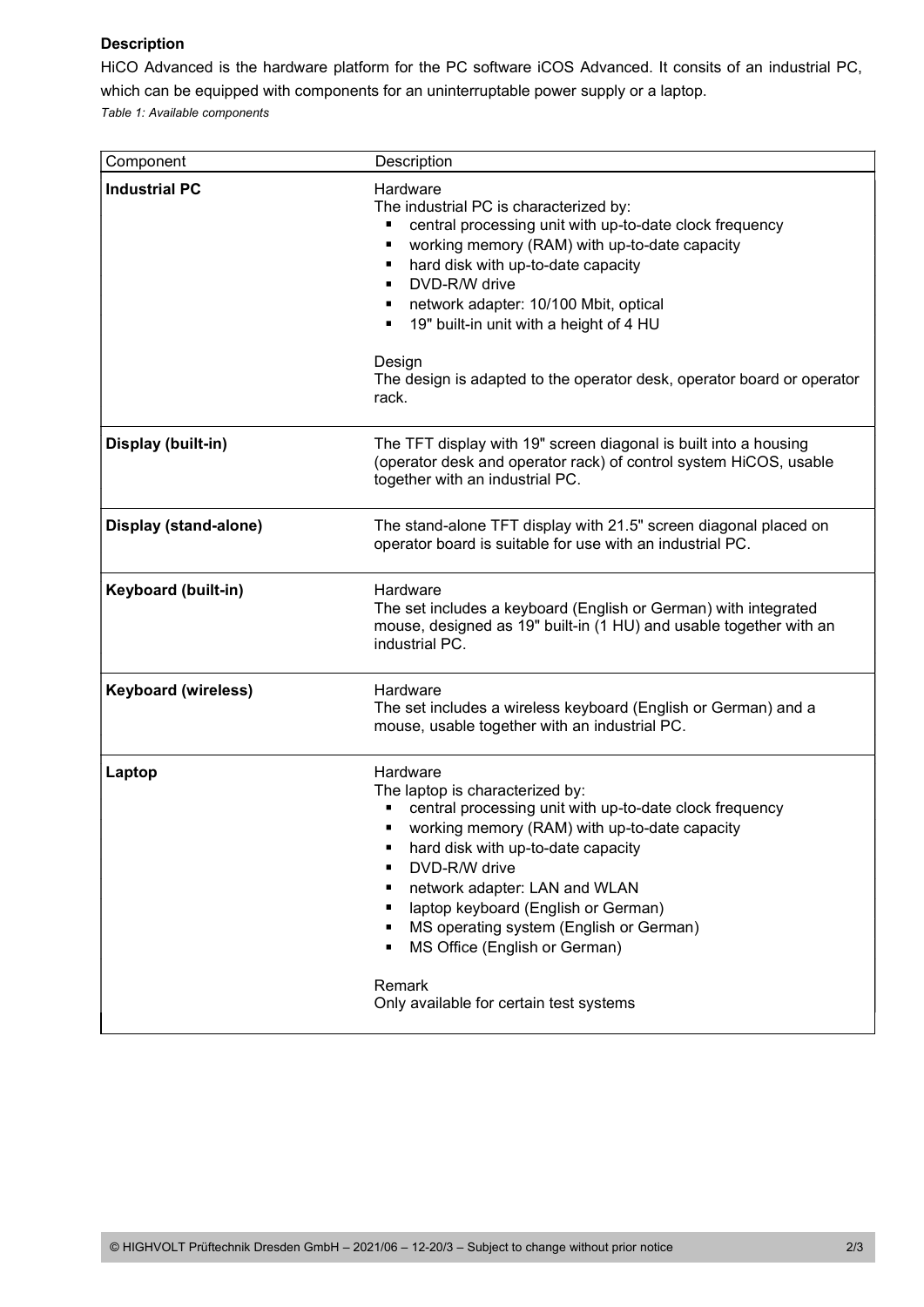**Description**

HiCO Advanced is the hardware platform for the PC software iCOS Advanced. It consits of an industrial PC, which can be equipped with components for an uninterruptable power supply or a laptop.

*Table 1: Available components*

| Component | Description |
|---|---|
| **Industrial PC** | Hardware<br>The industrial PC is characterized by:<br>▪ central processing unit with up-to-date clock frequency<br>▪ working memory (RAM) with up-to-date capacity<br>▪ hard disk with up-to-date capacity<br>▪ DVD-R/W drive<br>▪ network adapter: 10/100 Mbit, optical<br>▪ 19" built-in unit with a height of 4 HU<br><br>Design<br>The design is adapted to the operator desk, operator board or operator rack. |
| **Display (built-in)** | The TFT display with 19" screen diagonal is built into a housing (operator desk and operator rack) of control system HiCOS, usable together with an industrial PC. |
| **Display (stand-alone)** | The stand-alone TFT display with 21.5" screen diagonal placed on operator board is suitable for use with an industrial PC. |
| **Keyboard (built-in)** | Hardware<br>The set includes a keyboard (English or German) with integrated mouse, designed as 19" built-in (1 HU) and usable together with an industrial PC. |
| **Keyboard (wireless)** | Hardware<br>The set includes a wireless keyboard (English or German) and a mouse, usable together with an industrial PC. |
| **Laptop** | Hardware<br>The laptop is characterized by:<br>▪ central processing unit with up-to-date clock frequency<br>▪ working memory (RAM) with up-to-date capacity<br>▪ hard disk with up-to-date capacity<br>▪ DVD-R/W drive<br>▪ network adapter: LAN and WLAN<br>▪ laptop keyboard (English or German)<br>▪ MS operating system (English or German)<br>▪ MS Office (English or German)<br><br>Remark<br>Only available for certain test systems |

© HIGHVOLT Prüftechnik Dresden GmbH – 2021/06 – 12-20/3 – Subject to change without prior notice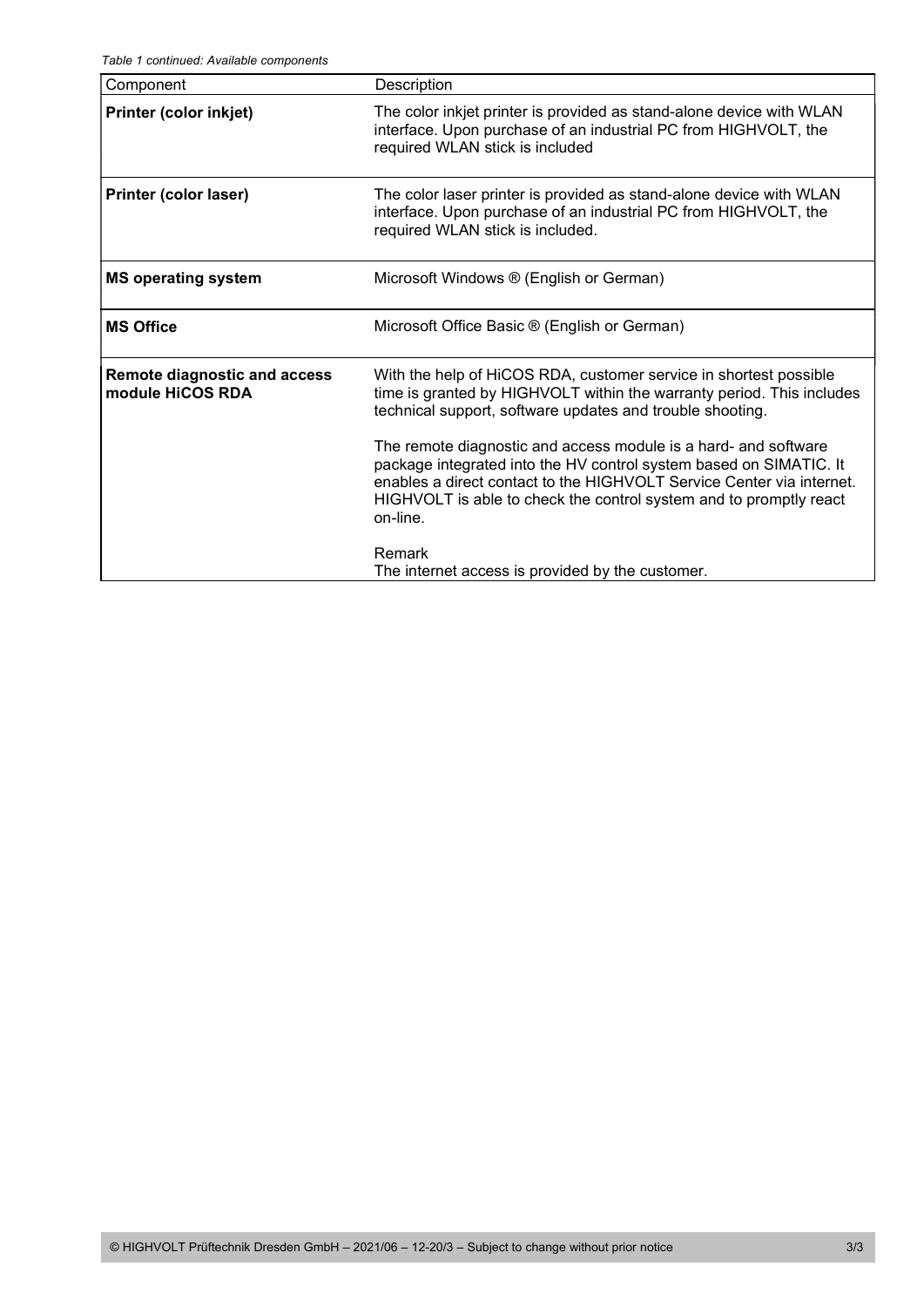*Table 1 continued: Available components*

| Component | Description |
| --- | --- |
| **Printer (color inkjet)** | The color inkjet printer is provided as stand-alone device with WLAN interface. Upon purchase of an industrial PC from HIGHVOLT, the required WLAN stick is included |
| **Printer (color laser)** | The color laser printer is provided as stand-alone device with WLAN interface. Upon purchase of an industrial PC from HIGHVOLT, the required WLAN stick is included. |
| **MS operating system** | Microsoft Windows ® (English or German) |
| **MS Office** | Microsoft Office Basic ® (English or German) |
| **Remote diagnostic and access module HiCOS RDA** | With the help of HiCOS RDA, customer service in shortest possible time is granted by HIGHVOLT within the warranty period. This includes technical support, software updates and trouble shooting.<br><br>The remote diagnostic and access module is a hard- and software package integrated into the HV control system based on SIMATIC. It enables a direct contact to the HIGHVOLT Service Center via internet. HIGHVOLT is able to check the control system and to promptly react on-line.<br><br>Remark<br>The internet access is provided by the customer. |

© HIGHVOLT Prüftechnik Dresden GmbH – 2021/06 – 12-20/3 – Subject to change without prior notice